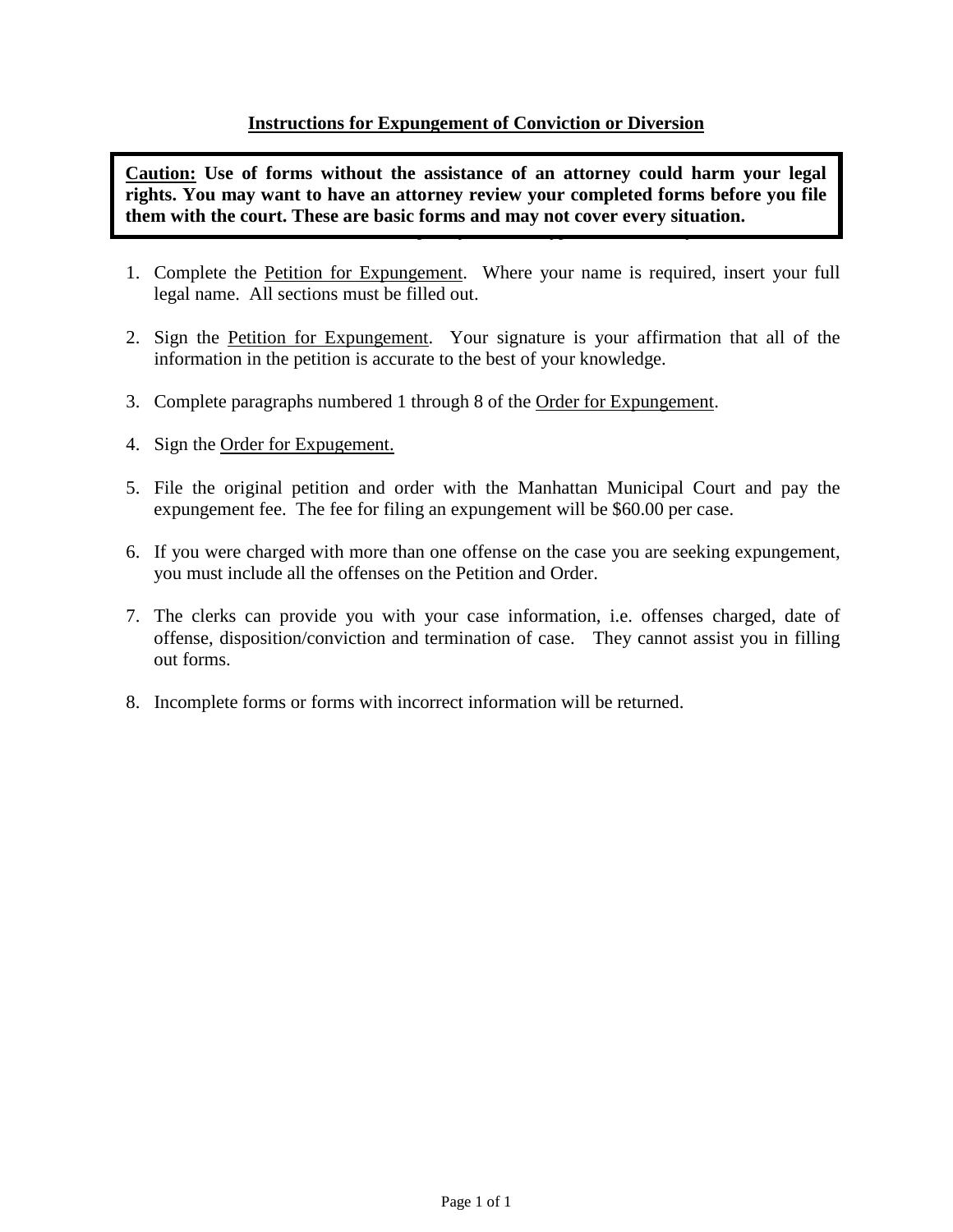# Instructions for Expungement of Conviction or Diversion

> **Caution:** **Use of forms without the assistance of an attorney could harm your legal rights. You may want to have an attorney review your completed forms before you file them with the court. These are basic forms and may not cover every situation.**

1. Complete the Petition for Expungement. Where your name is required, insert your full legal name. All sections must be filled out.

2. Sign the Petition for Expungement. Your signature is your affirmation that all of the information in the petition is accurate to the best of your knowledge.

3. Complete paragraphs numbered 1 through 8 of the Order for Expungement.

4. Sign the Order for Expugement.

5. File the original petition and order with the Manhattan Municipal Court and pay the expungement fee. The fee for filing an expungement will be $60.00 per case.

6. If you were charged with more than one offense on the case you are seeking expungement, you must include all the offenses on the Petition and Order.

7. The clerks can provide you with your case information, i.e. offenses charged, date of offense, disposition/conviction and termination of case. They cannot assist you in filling out forms.

8. Incomplete forms or forms with incorrect information will be returned.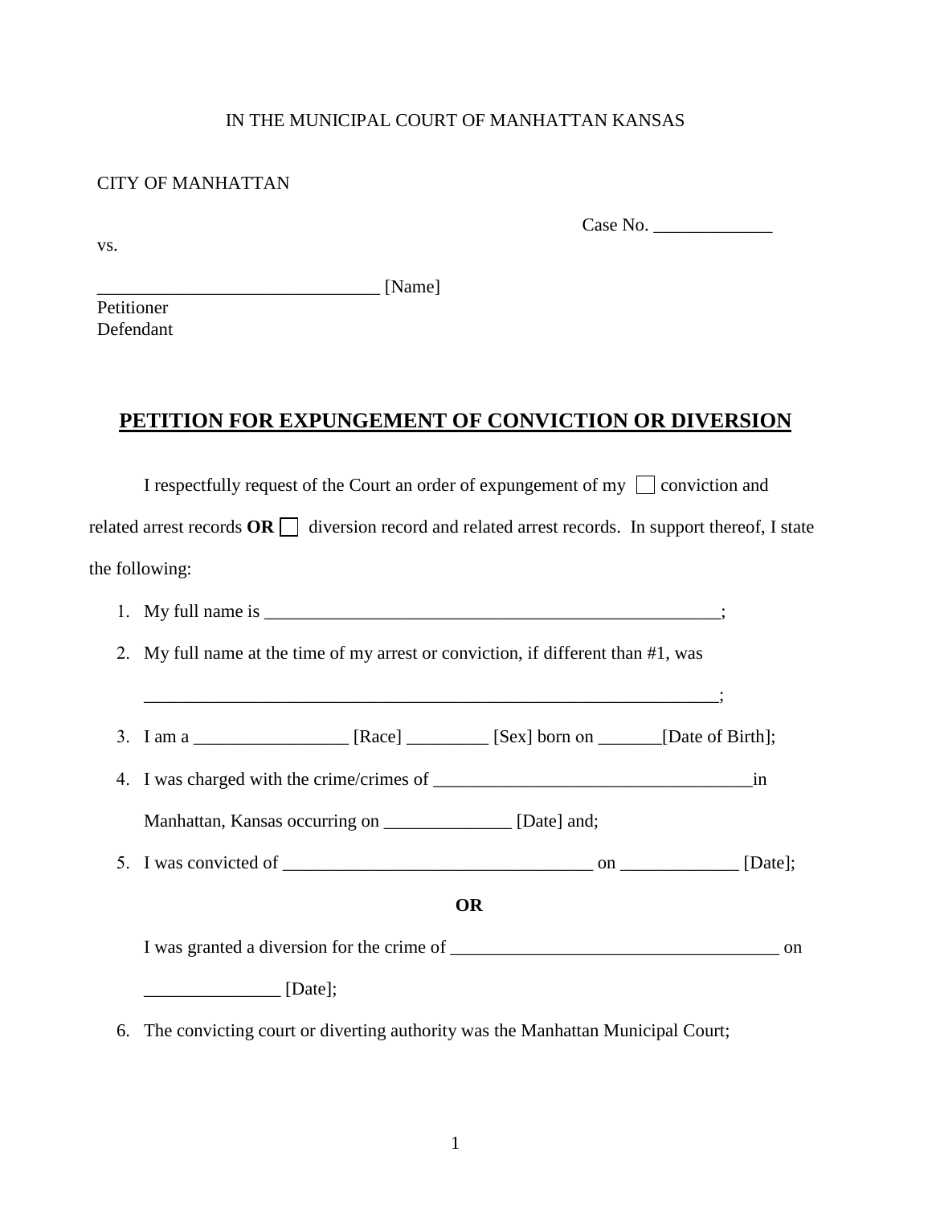IN THE MUNICIPAL COURT OF MANHATTAN KANSAS

CITY OF MANHATTAN

Case No. _____________

vs.

_______________________________ [Name]
Petitioner
Defendant

# PETITION FOR EXPUNGEMENT OF CONVICTION OR DIVERSION

I respectfully request of the Court an order of expungement of my ☐ conviction and related arrest records **OR** ☐ diversion record and related arrest records. In support thereof, I state the following:

1. My full name is ___________________________________________________;
2. My full name at the time of my arrest or conviction, if different than #1, was

   _______________________________________________________________;
3. I am a _________________ [Race] _________ [Sex] born on _______[Date of Birth];
4. I was charged with the crime/crimes of ___________________________________in Manhattan, Kansas occurring on ______________ [Date] and;
5. I was convicted of __________________________________ on _____________ [Date];

   **OR**

   I was granted a diversion for the crime of ____________________________________ on _______________ [Date];
6. The convicting court or diverting authority was the Manhattan Municipal Court;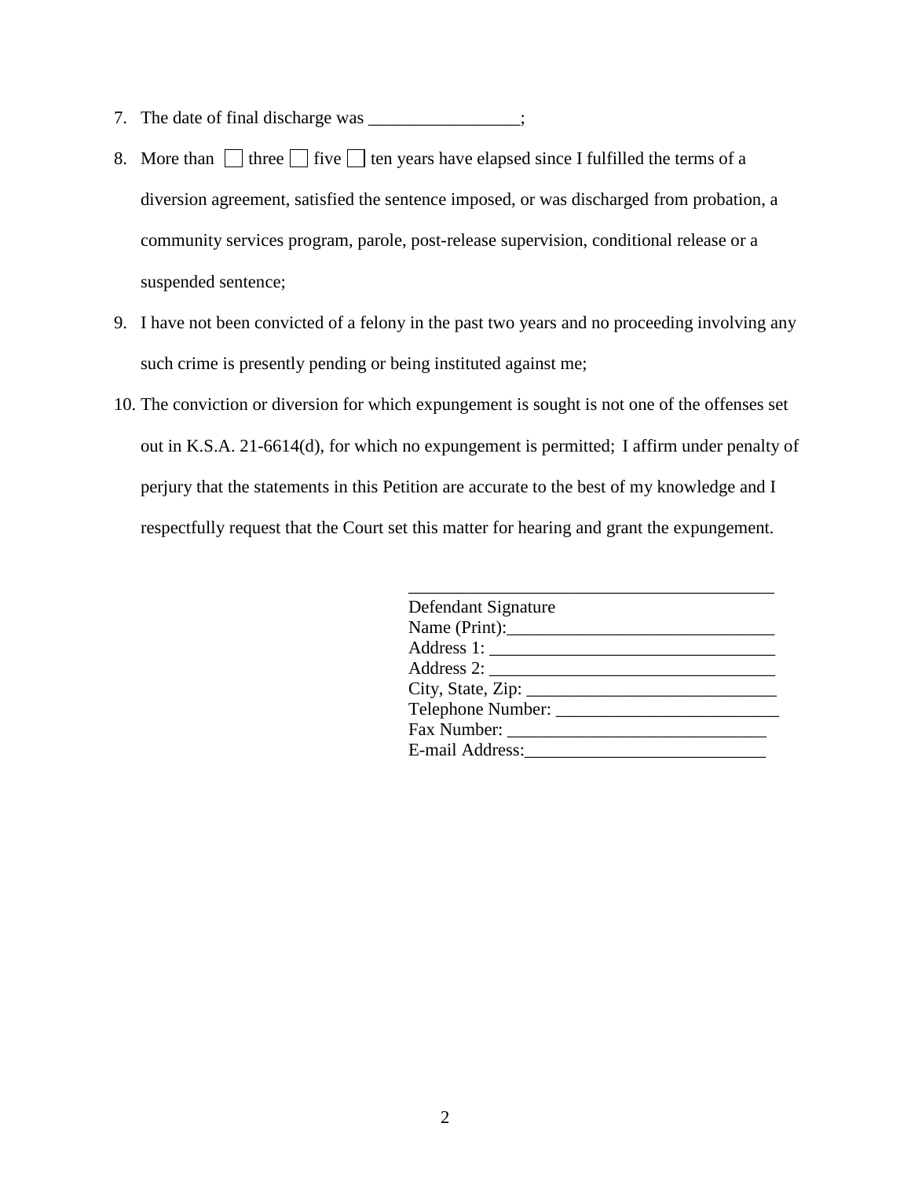7. The date of final discharge was _________________;
8. More than ☐ three ☐ five ☐ ten years have elapsed since I fulfilled the terms of a diversion agreement, satisfied the sentence imposed, or was discharged from probation, a community services program, parole, post-release supervision, conditional release or a suspended sentence;
9. I have not been convicted of a felony in the past two years and no proceeding involving any such crime is presently pending or being instituted against me;
10. The conviction or diversion for which expungement is sought is not one of the offenses set out in K.S.A. 21-6614(d), for which no expungement is permitted; I affirm under penalty of perjury that the statements in this Petition are accurate to the best of my knowledge and I respectfully request that the Court set this matter for hearing and grant the expungement.

__________________________________________
Defendant Signature
Name (Print):______________________________
Address 1: ________________________________
Address 2: ________________________________
City, State, Zip: ____________________________
Telephone Number: _________________________
Fax Number: _____________________________
E-mail Address:___________________________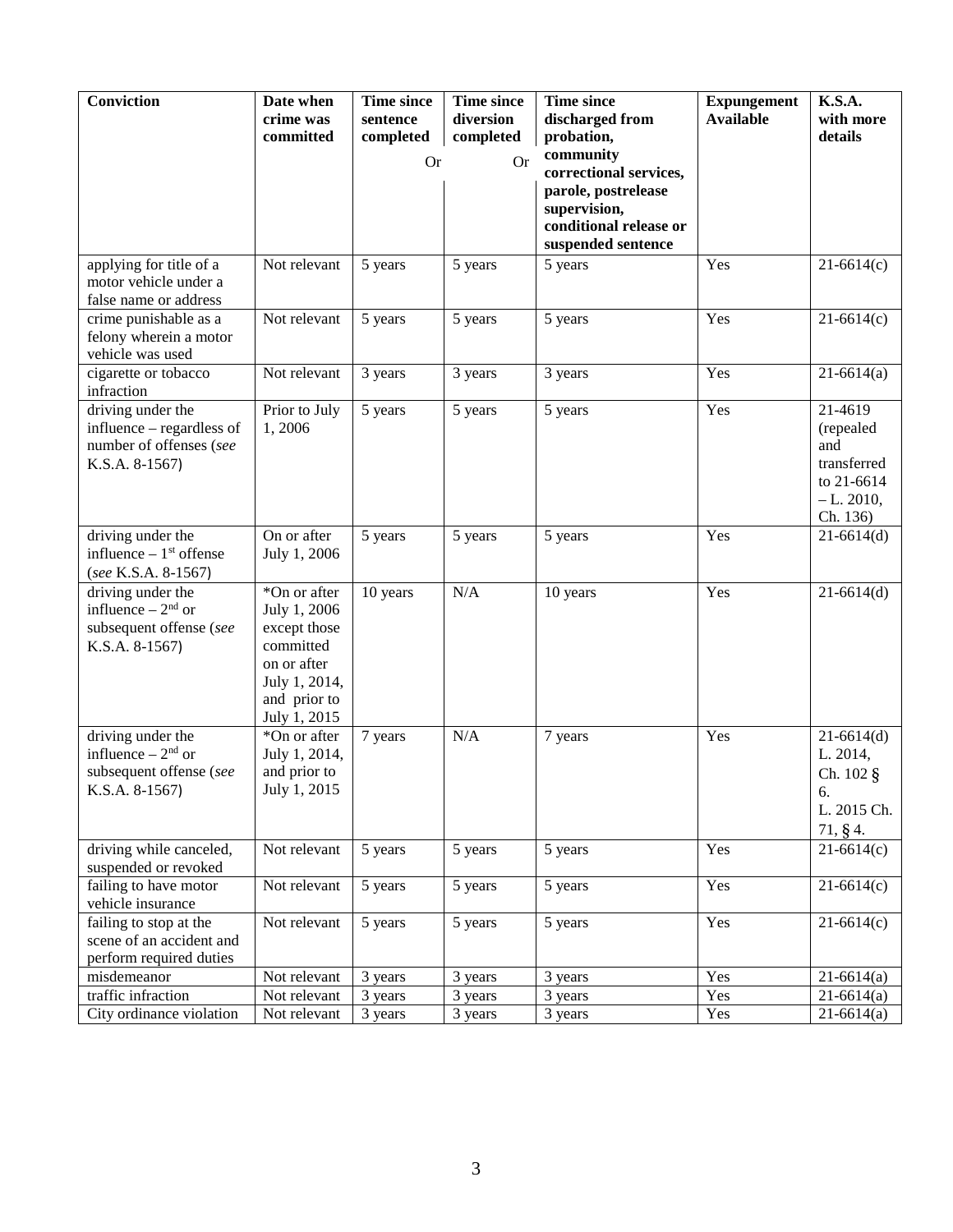| Conviction | Date when crime was committed | Time since sentence completed<br>Or | Time since diversion completed<br>Or | Time since discharged from probation, community correctional services, parole, postrelease supervision, conditional release or suspended sentence | Expungement Available | K.S.A. with more details |
|---|---|---|---|---|---|---|
| applying for title of a motor vehicle under a false name or address | Not relevant | 5 years | 5 years | 5 years | Yes | 21-6614(c) |
| crime punishable as a felony wherein a motor vehicle was used | Not relevant | 5 years | 5 years | 5 years | Yes | 21-6614(c) |
| cigarette or tobacco infraction | Not relevant | 3 years | 3 years | 3 years | Yes | 21-6614(a) |
| driving under the influence – regardless of number of offenses (*see* K.S.A. 8-1567) | Prior to July 1, 2006 | 5 years | 5 years | 5 years | Yes | 21-4619 (repealed and transferred to 21-6614 – L. 2010, Ch. 136) |
| driving under the influence – 1st offense (*see* K.S.A. 8-1567) | On or after July 1, 2006 | 5 years | 5 years | 5 years | Yes | 21-6614(d) |
| driving under the influence – 2nd or subsequent offense (*see* K.S.A. 8-1567) | *On or after July 1, 2006 except those committed on or after July 1, 2014, and prior to July 1, 2015 | 10 years | N/A | 10 years | Yes | 21-6614(d) |
| driving under the influence – 2nd or subsequent offense (*see* K.S.A. 8-1567) | *On or after July 1, 2014, and prior to July 1, 2015 | 7 years | N/A | 7 years | Yes | 21-6614(d) L. 2014, Ch. 102 § 6. L. 2015 Ch. 71, § 4. |
| driving while canceled, suspended or revoked | Not relevant | 5 years | 5 years | 5 years | Yes | 21-6614(c) |
| failing to have motor vehicle insurance | Not relevant | 5 years | 5 years | 5 years | Yes | 21-6614(c) |
| failing to stop at the scene of an accident and perform required duties | Not relevant | 5 years | 5 years | 5 years | Yes | 21-6614(c) |
| misdemeanor | Not relevant | 3 years | 3 years | 3 years | Yes | 21-6614(a) |
| traffic infraction | Not relevant | 3 years | 3 years | 3 years | Yes | 21-6614(a) |
| City ordinance violation | Not relevant | 3 years | 3 years | 3 years | Yes | 21-6614(a) |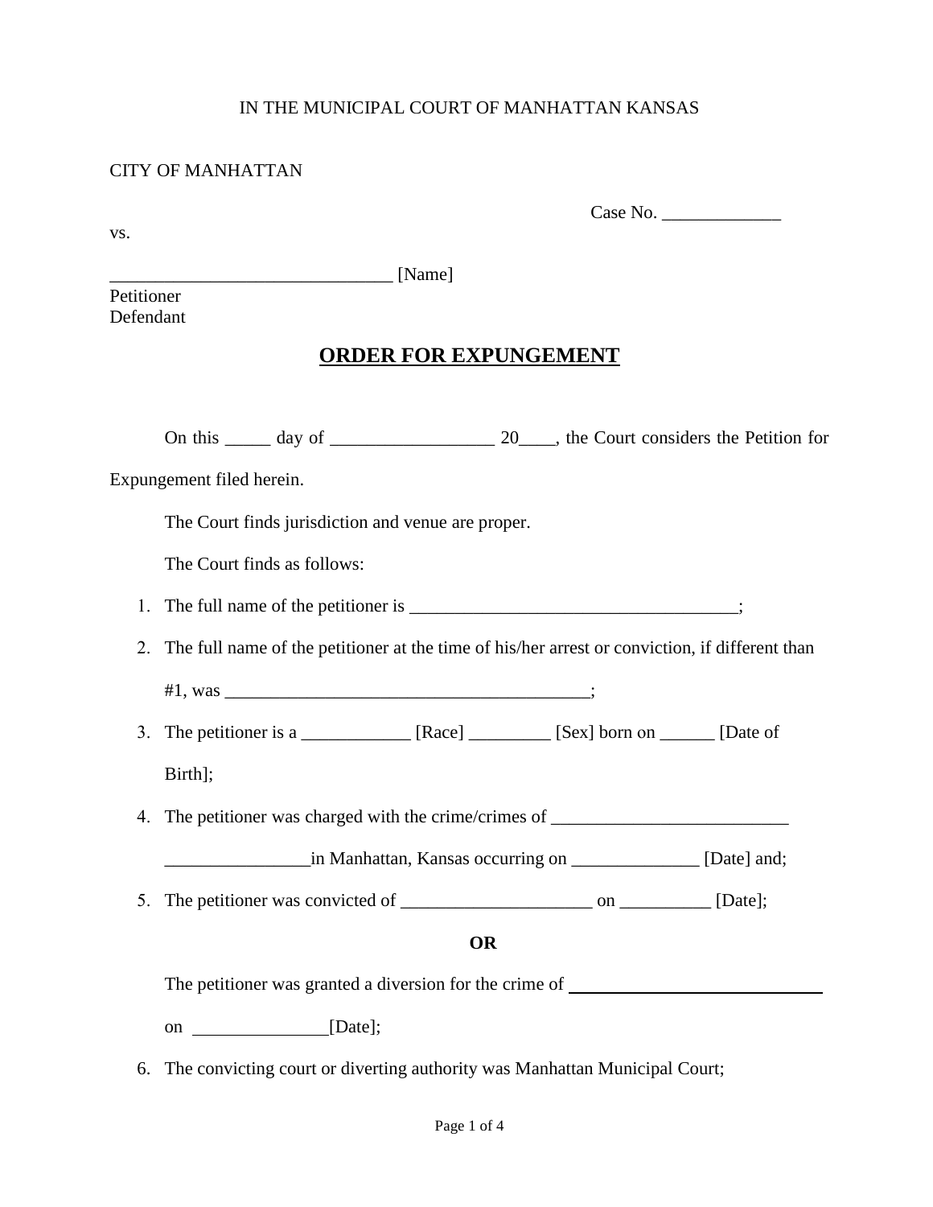IN THE MUNICIPAL COURT OF MANHATTAN KANSAS

CITY OF MANHATTAN

Case No. _____________

vs.

______________________________ [Name]
Petitioner
Defendant

# ORDER FOR EXPUNGEMENT

On this _____ day of __________________ 20____, the Court considers the Petition for Expungement filed herein.

The Court finds jurisdiction and venue are proper.

The Court finds as follows:

1. The full name of the petitioner is ____________________________________;
2. The full name of the petitioner at the time of his/her arrest or conviction, if different than #1, was ________________________________________;
3. The petitioner is a ____________ [Race] _________ [Sex] born on ______ [Date of Birth];
4. The petitioner was charged with the crime/crimes of __________________________ ________________in Manhattan, Kansas occurring on ______________ [Date] and;
5. The petitioner was convicted of _____________________ on __________ [Date];

**OR**

The petitioner was granted a diversion for the crime of ______________________________ on _______________[Date];

6. The convicting court or diverting authority was Manhattan Municipal Court;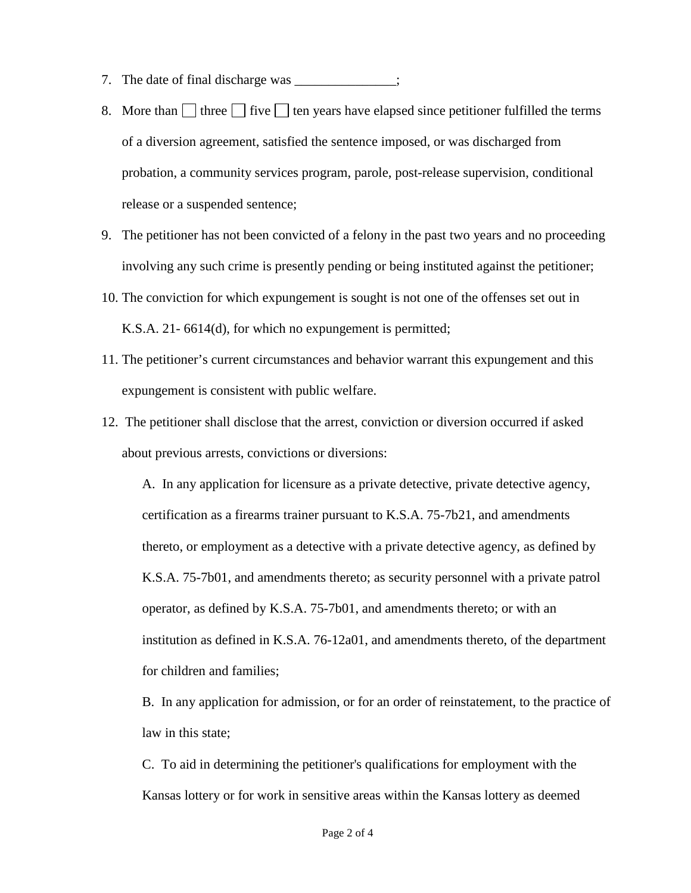7. The date of final discharge was _______________;

8. More than ☐ three ☐ five ☐ ten years have elapsed since petitioner fulfilled the terms of a diversion agreement, satisfied the sentence imposed, or was discharged from probation, a community services program, parole, post-release supervision, conditional release or a suspended sentence;

9. The petitioner has not been convicted of a felony in the past two years and no proceeding involving any such crime is presently pending or being instituted against the petitioner;

10. The conviction for which expungement is sought is not one of the offenses set out in K.S.A. 21- 6614(d), for which no expungement is permitted;

11. The petitioner's current circumstances and behavior warrant this expungement and this expungement is consistent with public welfare.

12. The petitioner shall disclose that the arrest, conviction or diversion occurred if asked about previous arrests, convictions or diversions:

    A. In any application for licensure as a private detective, private detective agency, certification as a firearms trainer pursuant to K.S.A. 75-7b21, and amendments thereto, or employment as a detective with a private detective agency, as defined by K.S.A. 75-7b01, and amendments thereto; as security personnel with a private patrol operator, as defined by K.S.A. 75-7b01, and amendments thereto; or with an institution as defined in K.S.A. 76-12a01, and amendments thereto, of the department for children and families;

    B. In any application for admission, or for an order of reinstatement, to the practice of law in this state;

    C. To aid in determining the petitioner's qualifications for employment with the Kansas lottery or for work in sensitive areas within the Kansas lottery as deemed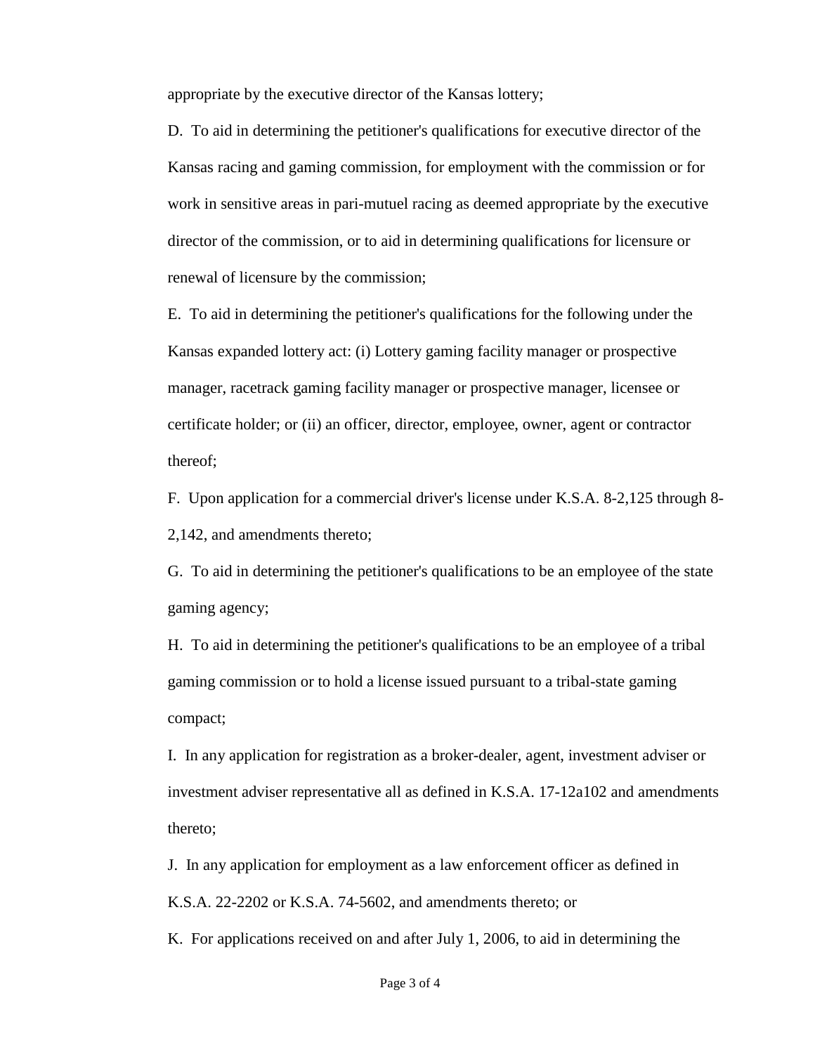appropriate by the executive director of the Kansas lottery;

D. To aid in determining the petitioner's qualifications for executive director of the Kansas racing and gaming commission, for employment with the commission or for work in sensitive areas in pari-mutuel racing as deemed appropriate by the executive director of the commission, or to aid in determining qualifications for licensure or renewal of licensure by the commission;

E. To aid in determining the petitioner's qualifications for the following under the Kansas expanded lottery act: (i) Lottery gaming facility manager or prospective manager, racetrack gaming facility manager or prospective manager, licensee or certificate holder; or (ii) an officer, director, employee, owner, agent or contractor thereof;

F. Upon application for a commercial driver's license under K.S.A. 8-2,125 through 8-2,142, and amendments thereto;

G. To aid in determining the petitioner's qualifications to be an employee of the state gaming agency;

H. To aid in determining the petitioner's qualifications to be an employee of a tribal gaming commission or to hold a license issued pursuant to a tribal-state gaming compact;

I. In any application for registration as a broker-dealer, agent, investment adviser or investment adviser representative all as defined in K.S.A. 17-12a102 and amendments thereto;

J. In any application for employment as a law enforcement officer as defined in K.S.A. 22-2202 or K.S.A. 74-5602, and amendments thereto; or

K. For applications received on and after July 1, 2006, to aid in determining the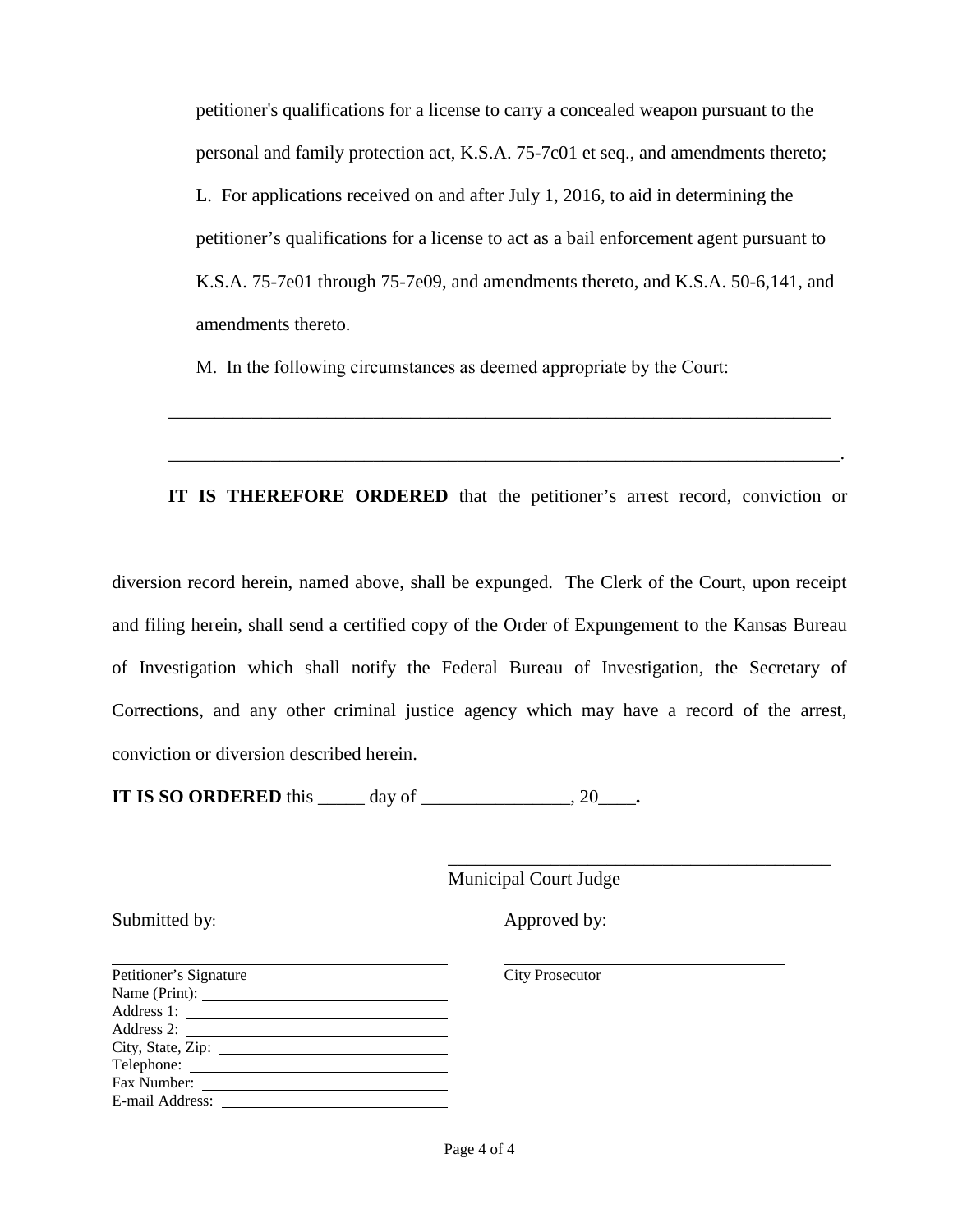petitioner's qualifications for a license to carry a concealed weapon pursuant to the personal and family protection act, K.S.A. 75-7c01 et seq., and amendments thereto;

L. For applications received on and after July 1, 2016, to aid in determining the petitioner's qualifications for a license to act as a bail enforcement agent pursuant to K.S.A. 75-7e01 through 75-7e09, and amendments thereto, and K.S.A. 50-6,141, and amendments thereto.

M. In the following circumstances as deemed appropriate by the Court:

___________________________________________________________________________

___________________________________________________________________________.

**IT IS THEREFORE ORDERED** that the petitioner's arrest record, conviction or diversion record herein, named above, shall be expunged. The Clerk of the Court, upon receipt and filing herein, shall send a certified copy of the Order of Expungement to the Kansas Bureau of Investigation which shall notify the Federal Bureau of Investigation, the Secretary of Corrections, and any other criminal justice agency which may have a record of the arrest, conviction or diversion described herein.

**IT IS SO ORDERED** this _____ day of ________________, 20____.

_____________________________________________
Municipal Court Judge

Submitted by:

_____________________________________________
Petitioner's Signature
Name (Print): ________________________________
Address 1: __________________________________
Address 2: __________________________________
City, State, Zip: ______________________________
Telephone: __________________________________
Fax Number: ________________________________
E-mail Address: ______________________________

Approved by:

__________________________________
City Prosecutor